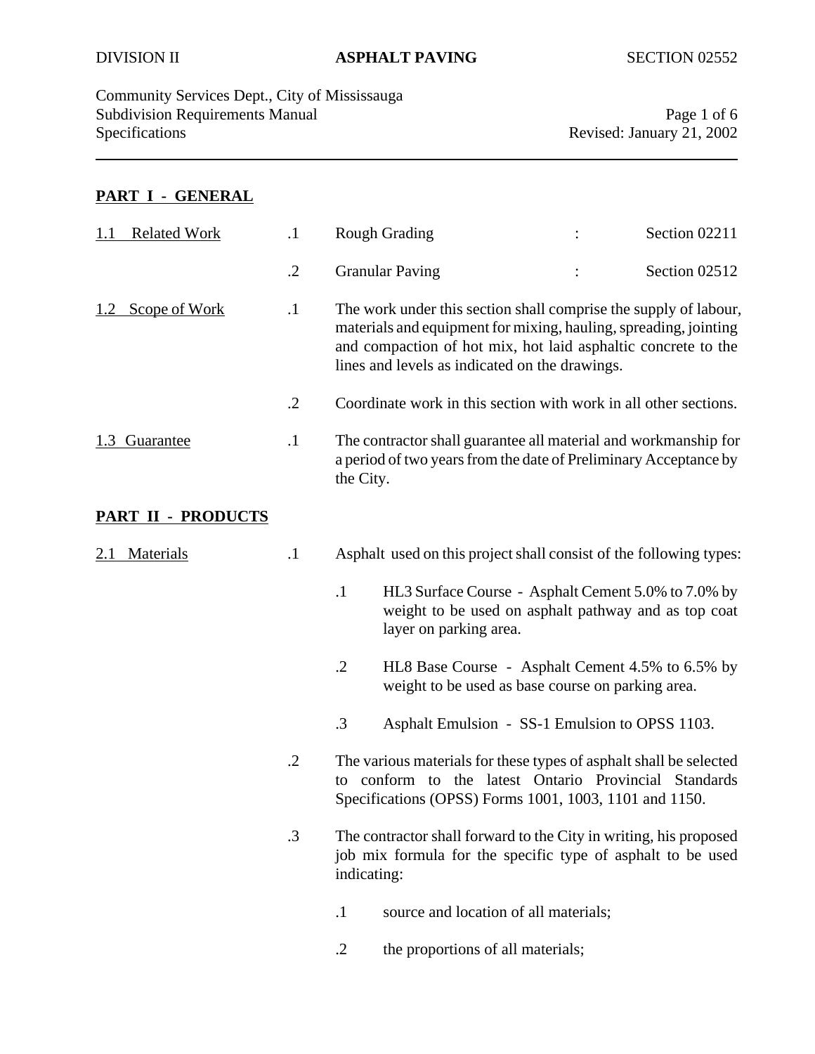## PART I - GENERAL

**1.1 Related Work**

.1 Rough Grading : Section 02211

.2 Granular Paving : Section 02512

**1.2 Scope of Work**

.1 The work under this section shall comprise the supply of labour, materials and equipment for mixing, hauling, spreading, jointing and compaction of hot mix, hot laid asphaltic concrete to the lines and levels as indicated on the drawings.

.2 Coordinate work in this section with work in all other sections.

**1.3 Guarantee**

.1 The contractor shall guarantee all material and workmanship for a period of two years from the date of Preliminary Acceptance by the City.

## PART II - PRODUCTS

**2.1 Materials**

.1 Asphalt used on this project shall consist of the following types:

- .1 HL3 Surface Course - Asphalt Cement 5.0% to 7.0% by weight to be used on asphalt pathway and as top coat layer on parking area.
- .2 HL8 Base Course - Asphalt Cement 4.5% to 6.5% by weight to be used as base course on parking area.
- .3 Asphalt Emulsion - SS-1 Emulsion to OPSS 1103.

.2 The various materials for these types of asphalt shall be selected to conform to the latest Ontario Provincial Standards Specifications (OPSS) Forms 1001, 1003, 1101 and 1150.

.3 The contractor shall forward to the City in writing, his proposed job mix formula for the specific type of asphalt to be used indicating:

- .1 source and location of all materials;
- .2 the proportions of all materials;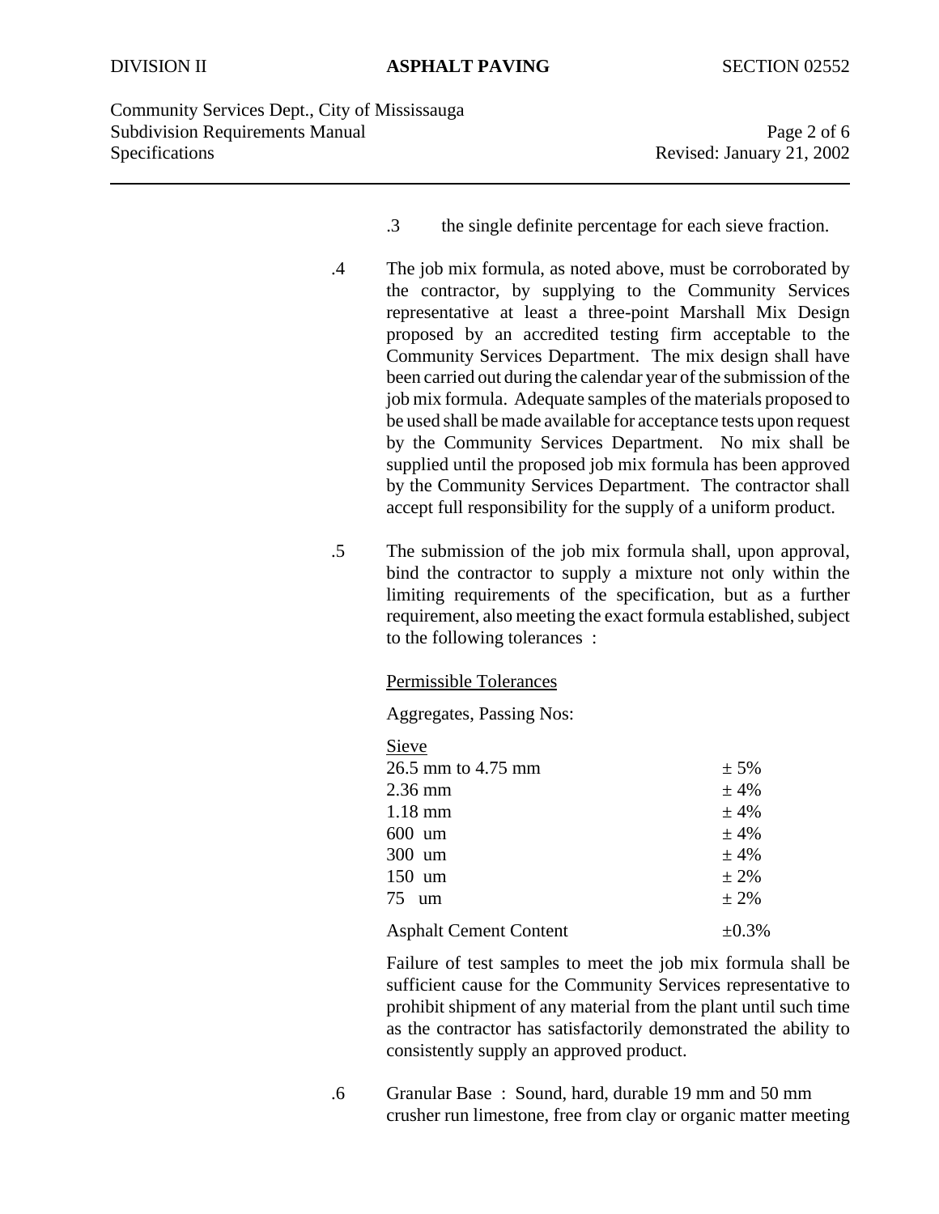.3 the single definite percentage for each sieve fraction.

.4 The job mix formula, as noted above, must be corroborated by the contractor, by supplying to the Community Services representative at least a three-point Marshall Mix Design proposed by an accredited testing firm acceptable to the Community Services Department. The mix design shall have been carried out during the calendar year of the submission of the job mix formula. Adequate samples of the materials proposed to be used shall be made available for acceptance tests upon request by the Community Services Department. No mix shall be supplied until the proposed job mix formula has been approved by the Community Services Department. The contractor shall accept full responsibility for the supply of a uniform product.

.5 The submission of the job mix formula shall, upon approval, bind the contractor to supply a mixture not only within the limiting requirements of the specification, but as a further requirement, also meeting the exact formula established, subject to the following tolerances :

<u>Permissible Tolerances</u>

Aggregates, Passing Nos:

| <u>Sieve</u> | |
|---|---|
| 26.5 mm to 4.75 mm | ± 5% |
| 2.36 mm | ± 4% |
| 1.18 mm | ± 4% |
| 600 um | ± 4% |
| 300 um | ± 4% |
| 150 um | ± 2% |
| 75 um | ± 2% |
| Asphalt Cement Content | ±0.3% |

Failure of test samples to meet the job mix formula shall be sufficient cause for the Community Services representative to prohibit shipment of any material from the plant until such time as the contractor has satisfactorily demonstrated the ability to consistently supply an approved product.

.6 Granular Base : Sound, hard, durable 19 mm and 50 mm crusher run limestone, free from clay or organic matter meeting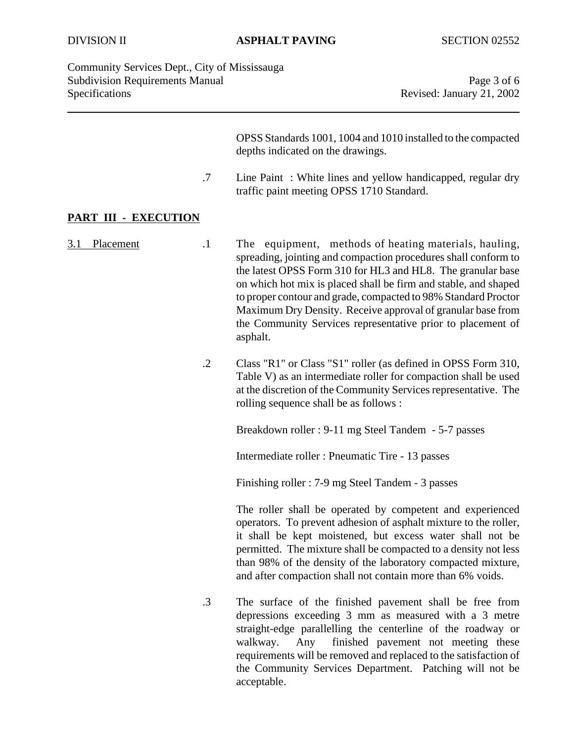OPSS Standards 1001, 1004 and 1010 installed to the compacted depths indicated on the drawings.

.7 Line Paint : White lines and yellow handicapped, regular dry traffic paint meeting OPSS 1710 Standard.

## PART III - EXECUTION

### 3.1 Placement

.1 The equipment, methods of heating materials, hauling, spreading, jointing and compaction procedures shall conform to the latest OPSS Form 310 for HL3 and HL8. The granular base on which hot mix is placed shall be firm and stable, and shaped to proper contour and grade, compacted to 98% Standard Proctor Maximum Dry Density. Receive approval of granular base from the Community Services representative prior to placement of asphalt.

.2 Class "R1" or Class "S1" roller (as defined in OPSS Form 310, Table V) as an intermediate roller for compaction shall be used at the discretion of the Community Services representative. The rolling sequence shall be as follows :

Breakdown roller : 9-11 mg Steel Tandem - 5-7 passes

Intermediate roller : Pneumatic Tire - 13 passes

Finishing roller : 7-9 mg Steel Tandem - 3 passes

The roller shall be operated by competent and experienced operators. To prevent adhesion of asphalt mixture to the roller, it shall be kept moistened, but excess water shall not be permitted. The mixture shall be compacted to a density not less than 98% of the density of the laboratory compacted mixture, and after compaction shall not contain more than 6% voids.

.3 The surface of the finished pavement shall be free from depressions exceeding 3 mm as measured with a 3 metre straight-edge parallelling the centerline of the roadway or walkway. Any finished pavement not meeting these requirements will be removed and replaced to the satisfaction of the Community Services Department. Patching will not be acceptable.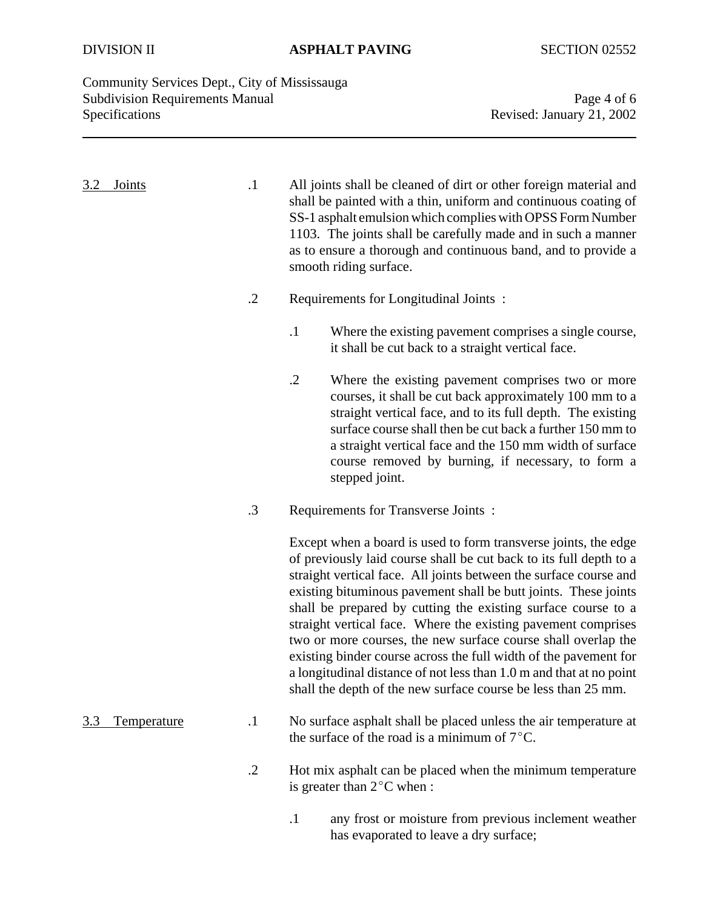## 3.2 Joints

.1 All joints shall be cleaned of dirt or other foreign material and shall be painted with a thin, uniform and continuous coating of SS-1 asphalt emulsion which complies with OPSS Form Number 1103. The joints shall be carefully made and in such a manner as to ensure a thorough and continuous band, and to provide a smooth riding surface.

.2 Requirements for Longitudinal Joints :

- .1 Where the existing pavement comprises a single course, it shall be cut back to a straight vertical face.

- .2 Where the existing pavement comprises two or more courses, it shall be cut back approximately 100 mm to a straight vertical face, and to its full depth. The existing surface course shall then be cut back a further 150 mm to a straight vertical face and the 150 mm width of surface course removed by burning, if necessary, to form a stepped joint.

.3 Requirements for Transverse Joints :

Except when a board is used to form transverse joints, the edge of previously laid course shall be cut back to its full depth to a straight vertical face. All joints between the surface course and existing bituminous pavement shall be butt joints. These joints shall be prepared by cutting the existing surface course to a straight vertical face. Where the existing pavement comprises two or more courses, the new surface course shall overlap the existing binder course across the full width of the pavement for a longitudinal distance of not less than 1.0 m and that at no point shall the depth of the new surface course be less than 25 mm.

## 3.3 Temperature

.1 No surface asphalt shall be placed unless the air temperature at the surface of the road is a minimum of 7°C.

.2 Hot mix asphalt can be placed when the minimum temperature is greater than 2°C when :

- .1 any frost or moisture from previous inclement weather has evaporated to leave a dry surface;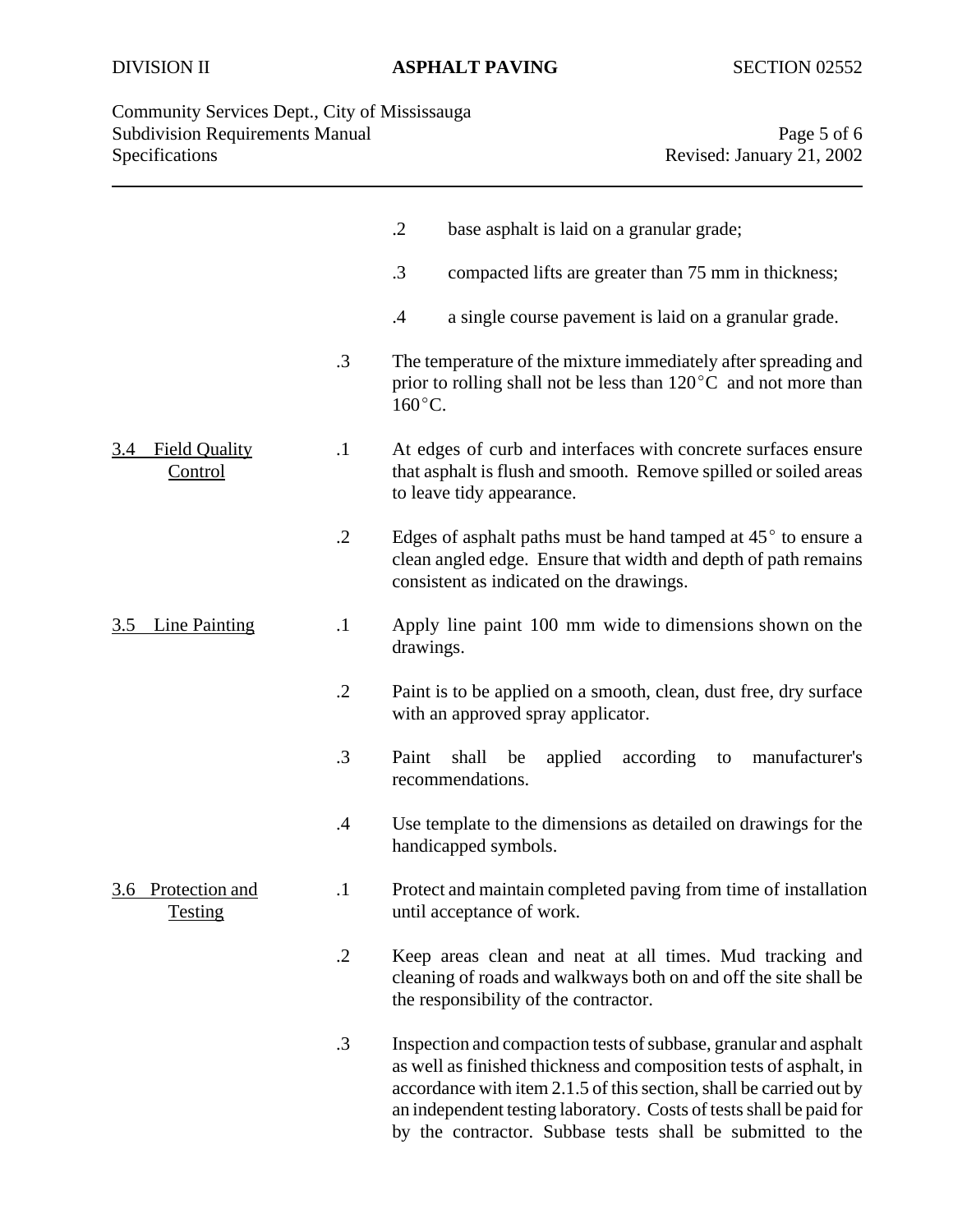.2 base asphalt is laid on a granular grade;

.3 compacted lifts are greater than 75 mm in thickness;

.4 a single course pavement is laid on a granular grade.

.3 The temperature of the mixture immediately after spreading and prior to rolling shall not be less than 120°C and not more than 160°C.

### 3.4 Field Quality Control

.1 At edges of curb and interfaces with concrete surfaces ensure that asphalt is flush and smooth. Remove spilled or soiled areas to leave tidy appearance.

.2 Edges of asphalt paths must be hand tamped at 45° to ensure a clean angled edge. Ensure that width and depth of path remains consistent as indicated on the drawings.

### 3.5 Line Painting

.1 Apply line paint 100 mm wide to dimensions shown on the drawings.

.2 Paint is to be applied on a smooth, clean, dust free, dry surface with an approved spray applicator.

.3 Paint shall be applied according to manufacturer's recommendations.

.4 Use template to the dimensions as detailed on drawings for the handicapped symbols.

### 3.6 Protection and Testing

.1 Protect and maintain completed paving from time of installation until acceptance of work.

.2 Keep areas clean and neat at all times. Mud tracking and cleaning of roads and walkways both on and off the site shall be the responsibility of the contractor.

.3 Inspection and compaction tests of subbase, granular and asphalt as well as finished thickness and composition tests of asphalt, in accordance with item 2.1.5 of this section, shall be carried out by an independent testing laboratory. Costs of tests shall be paid for by the contractor. Subbase tests shall be submitted to the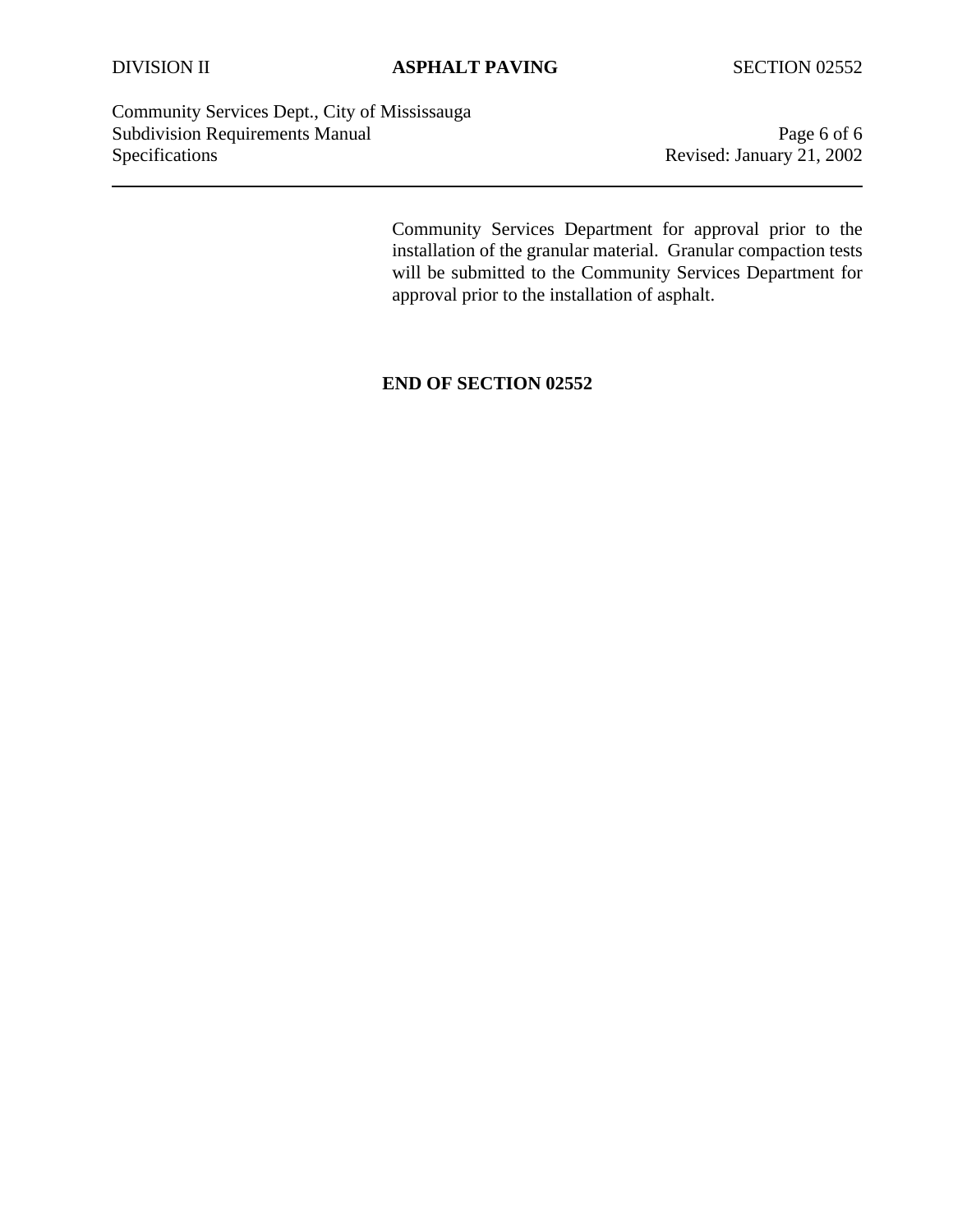Community Services Department for approval prior to the installation of the granular material. Granular compaction tests will be submitted to the Community Services Department for approval prior to the installation of asphalt.

**END OF SECTION 02552**